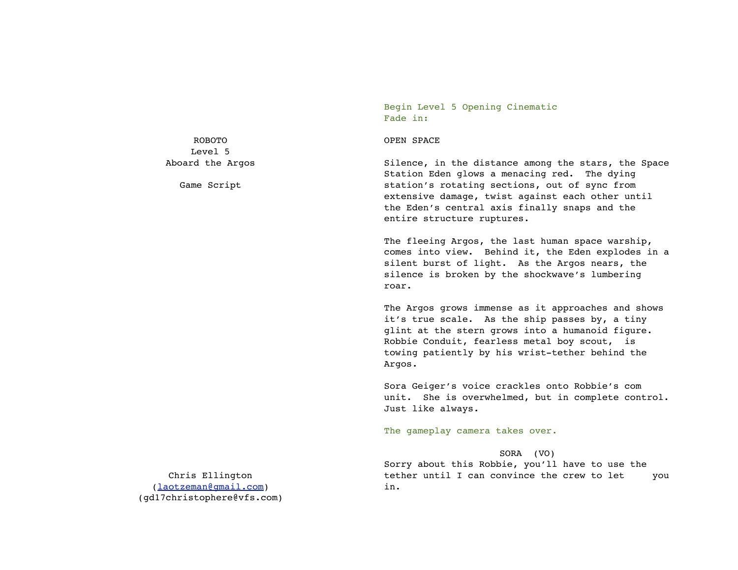ROBOTO
Level 5
Aboard the Argos

Game Script

Chris Ellington
(laotzeman@gmail.com)
(gd17christophere@vfs.com)

Begin Level 5 Opening Cinematic
Fade in:

OPEN SPACE

Silence, in the distance among the stars, the Space Station Eden glows a menacing red. The dying station's rotating sections, out of sync from extensive damage, twist against each other until the Eden's central axis finally snaps and the entire structure ruptures.

The fleeing Argos, the last human space warship, comes into view. Behind it, the Eden explodes in a silent burst of light. As the Argos nears, the silence is broken by the shockwave's lumbering roar.

The Argos grows immense as it approaches and shows it's true scale. As the ship passes by, a tiny glint at the stern grows into a humanoid figure. Robbie Conduit, fearless metal boy scout, is towing patiently by his wrist-tether behind the Argos.

Sora Geiger's voice crackles onto Robbie's com unit. She is overwhelmed, but in complete control. Just like always.

The gameplay camera takes over.

SORA (VO)

Sorry about this Robbie, you'll have to use the tether until I can convince the crew to let you in.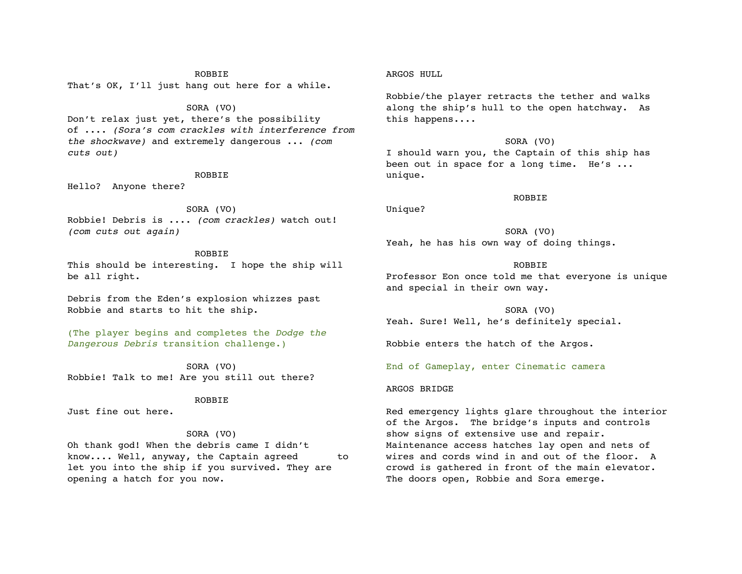ROBBIE

That's OK, I'll just hang out here for a while.

SORA (VO)

Don't relax just yet, there's the possibility of .... *(Sora's com crackles with interference from the shockwave)* and extremely dangerous ... *(com cuts out)*

ROBBIE

Hello? Anyone there?

SORA (VO)

Robbie! Debris is .... *(com crackles)* watch out! *(com cuts out again)*

ROBBIE

This should be interesting. I hope the ship will be all right.

Debris from the Eden's explosion whizzes past Robbie and starts to hit the ship.

(The player begins and completes the *Dodge the Dangerous Debris* transition challenge.)

SORA (VO)

Robbie! Talk to me! Are you still out there?

ROBBIE

Just fine out here.

SORA (VO)

Oh thank god! When the debris came I didn't know.... Well, anyway, the Captain agreed to let you into the ship if you survived. They are opening a hatch for you now.

ARGOS HULL

Robbie/the player retracts the tether and walks along the ship's hull to the open hatchway. As this happens....

SORA (VO)

I should warn you, the Captain of this ship has been out in space for a long time. He's ... unique.

ROBBIE

Unique?

SORA (VO)

Yeah, he has his own way of doing things.

ROBBIE

Professor Eon once told me that everyone is unique and special in their own way.

SORA (VO)

Yeah. Sure! Well, he's definitely special.

Robbie enters the hatch of the Argos.

End of Gameplay, enter Cinematic camera

ARGOS BRIDGE

Red emergency lights glare throughout the interior of the Argos. The bridge's inputs and controls show signs of extensive use and repair. Maintenance access hatches lay open and nets of wires and cords wind in and out of the floor. A crowd is gathered in front of the main elevator. The doors open, Robbie and Sora emerge.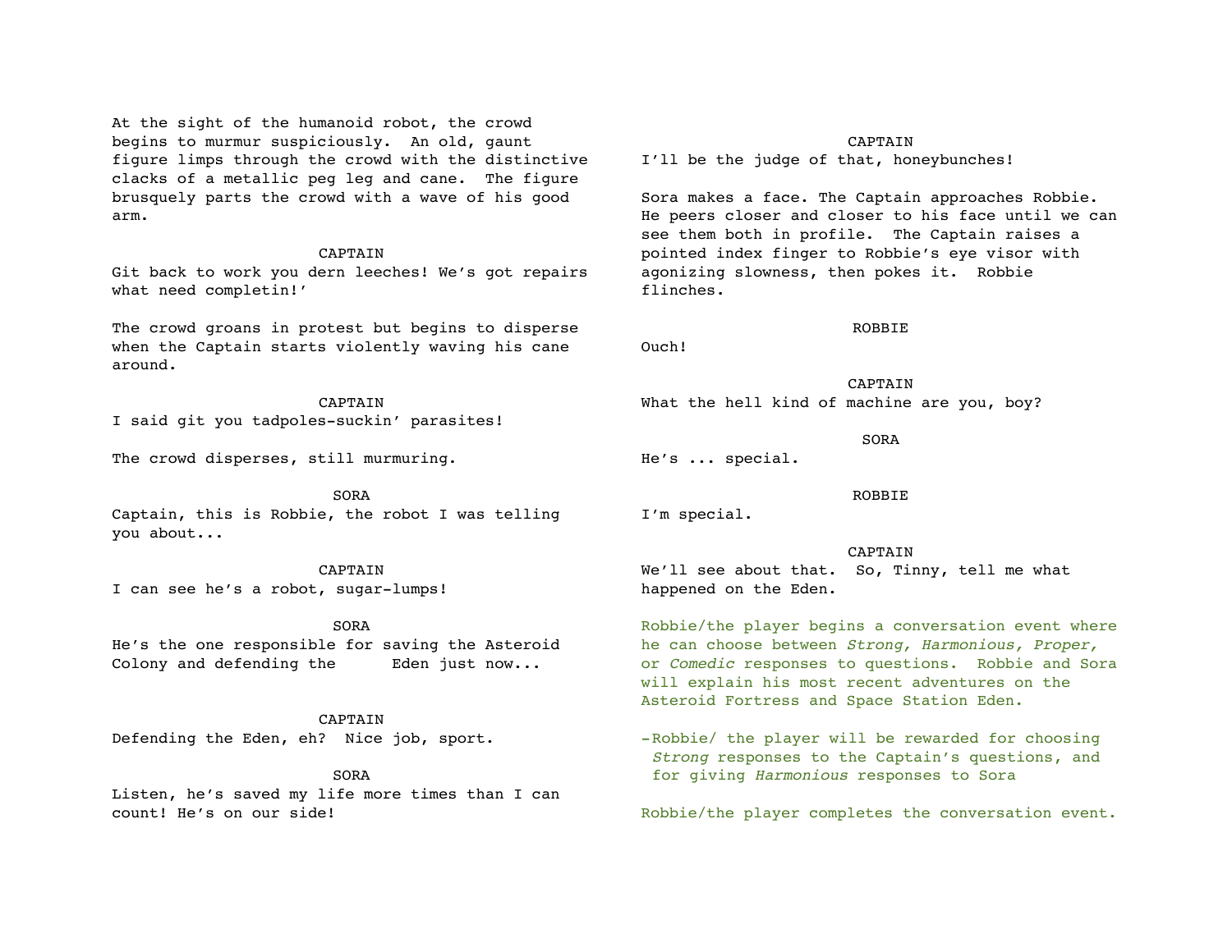At the sight of the humanoid robot, the crowd begins to murmur suspiciously. An old, gaunt figure limps through the crowd with the distinctive clacks of a metallic peg leg and cane. The figure brusquely parts the crowd with a wave of his good arm.

CAPTAIN

Git back to work you dern leeches! We's got repairs what need completin!'

The crowd groans in protest but begins to disperse when the Captain starts violently waving his cane around.

CAPTAIN

I said git you tadpoles-suckin' parasites!

The crowd disperses, still murmuring.

SORA

Captain, this is Robbie, the robot I was telling you about...

CAPTAIN

I can see he's a robot, sugar-lumps!

SORA

He's the one responsible for saving the Asteroid Colony and defending the Eden just now...

CAPTAIN

Defending the Eden, eh? Nice job, sport.

SORA

Listen, he's saved my life more times than I can count! He's on our side!

CAPTAIN

I'll be the judge of that, honeybunches!

Sora makes a face. The Captain approaches Robbie. He peers closer and closer to his face until we can see them both in profile. The Captain raises a pointed index finger to Robbie's eye visor with agonizing slowness, then pokes it. Robbie flinches.

ROBBIE

Ouch!

CAPTAIN

What the hell kind of machine are you, boy?

SORA

He's ... special.

ROBBIE

I'm special.

CAPTAIN

We'll see about that. So, Tinny, tell me what happened on the Eden.

Robbie/the player begins a conversation event where he can choose between *Strong, Harmonious, Proper,* or *Comedic* responses to questions. Robbie and Sora will explain his most recent adventures on the Asteroid Fortress and Space Station Eden.

-Robbie/ the player will be rewarded for choosing *Strong* responses to the Captain's questions, and for giving *Harmonious* responses to Sora

Robbie/the player completes the conversation event.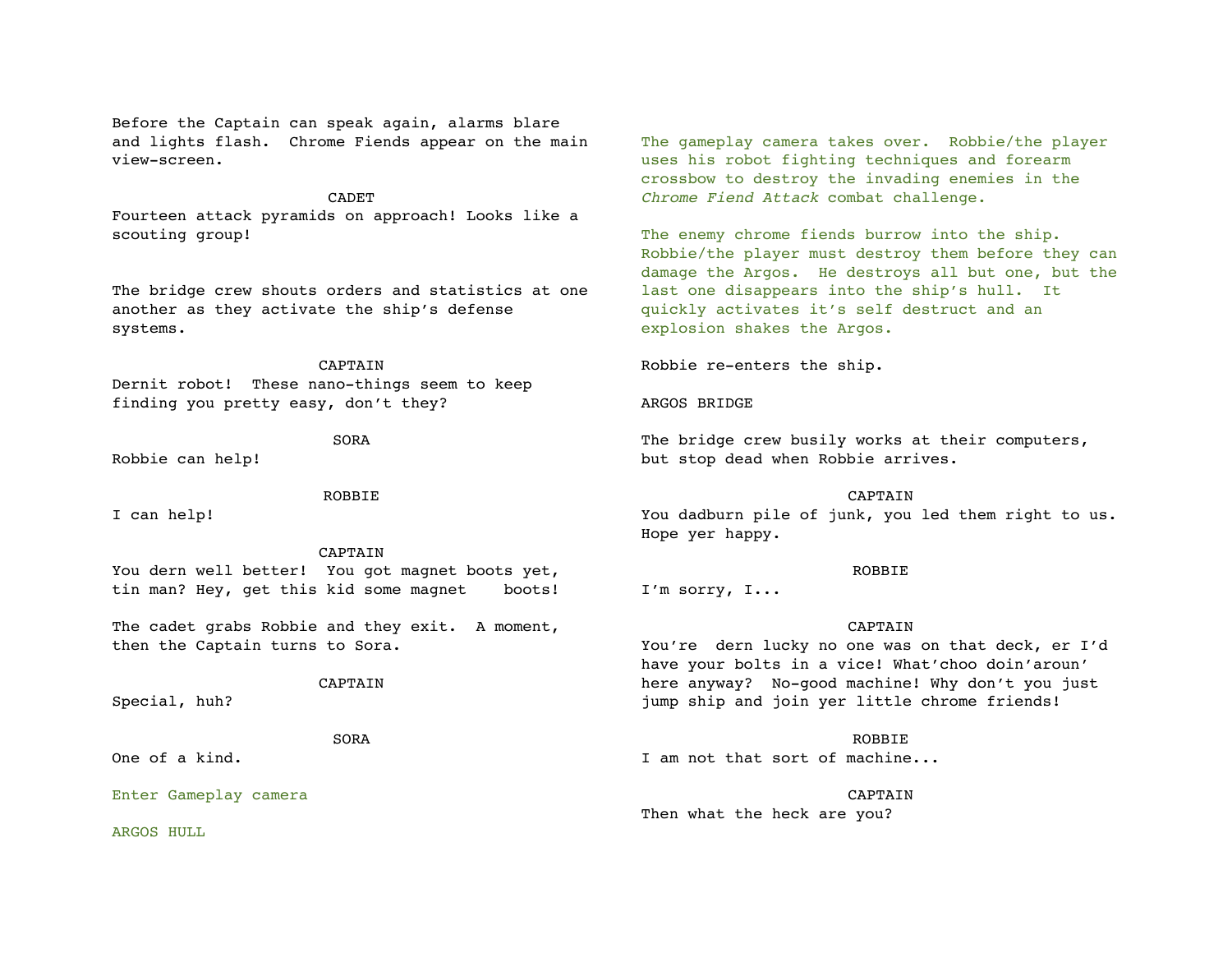Before the Captain can speak again, alarms blare and lights flash. Chrome Fiends appear on the main view-screen.

CADET

Fourteen attack pyramids on approach! Looks like a scouting group!

The bridge crew shouts orders and statistics at one another as they activate the ship's defense systems.

CAPTAIN

Dernit robot! These nano-things seem to keep finding you pretty easy, don't they?

SORA

Robbie can help!

ROBBIE

I can help!

CAPTAIN

You dern well better! You got magnet boots yet, tin man? Hey, get this kid some magnet boots!

The cadet grabs Robbie and they exit. A moment, then the Captain turns to Sora.

CAPTAIN

Special, huh?

SORA

One of a kind.

Enter Gameplay camera

ARGOS HULL

The gameplay camera takes over. Robbie/the player uses his robot fighting techniques and forearm crossbow to destroy the invading enemies in the *Chrome Fiend Attack* combat challenge.

The enemy chrome fiends burrow into the ship. Robbie/the player must destroy them before they can damage the Argos. He destroys all but one, but the last one disappears into the ship's hull. It quickly activates it's self destruct and an explosion shakes the Argos.

Robbie re-enters the ship.

ARGOS BRIDGE

The bridge crew busily works at their computers, but stop dead when Robbie arrives.

CAPTAIN

You dadburn pile of junk, you led them right to us. Hope yer happy.

ROBBIE

I'm sorry, I...

CAPTAIN

You're dern lucky no one was on that deck, er I'd have your bolts in a vice! What'choo doin'aroun' here anyway? No-good machine! Why don't you just jump ship and join yer little chrome friends!

ROBBIE

I am not that sort of machine...

CAPTAIN

Then what the heck are you?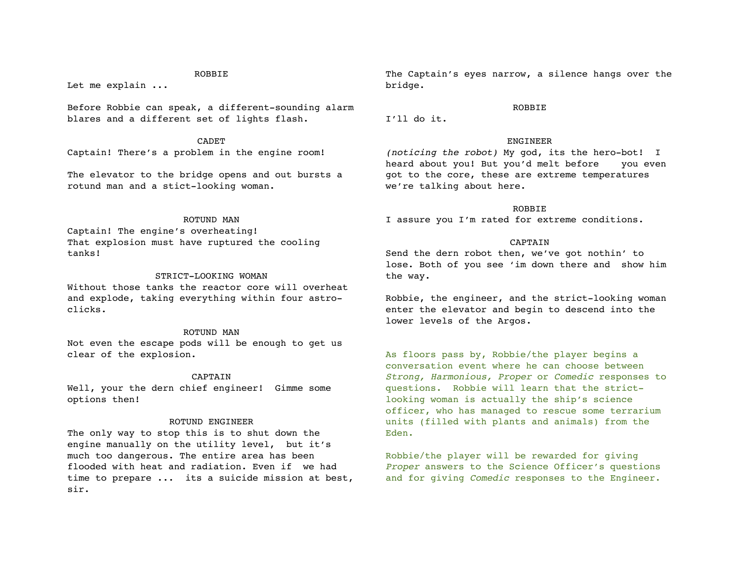ROBBIE
Let me explain ...

Before Robbie can speak, a different-sounding alarm blares and a different set of lights flash.

CADET
Captain! There's a problem in the engine room!

The elevator to the bridge opens and out bursts a rotund man and a stict-looking woman.

ROTUND MAN
Captain! The engine's overheating!
That explosion must have ruptured the cooling tanks!

STRICT-LOOKING WOMAN
Without those tanks the reactor core will overheat and explode, taking everything within four astro-clicks.

ROTUND MAN
Not even the escape pods will be enough to get us clear of the explosion.

CAPTAIN
Well, your the dern chief engineer! Gimme some options then!

ROTUND ENGINEER
The only way to stop this is to shut down the engine manually on the utility level, but it's much too dangerous. The entire area has been flooded with heat and radiation. Even if we had time to prepare ... its a suicide mission at best, sir.

The Captain's eyes narrow, a silence hangs over the bridge.

ROBBIE
I'll do it.

ENGINEER
*(noticing the robot)* My god, its the hero-bot! I heard about you! But you'd melt before you even got to the core, these are extreme temperatures we're talking about here.

ROBBIE
I assure you I'm rated for extreme conditions.

CAPTAIN
Send the dern robot then, we've got nothin' to lose. Both of you see 'im down there and show him the way.

Robbie, the engineer, and the strict-looking woman enter the elevator and begin to descend into the lower levels of the Argos.

As floors pass by, Robbie/the player begins a conversation event where he can choose between *Strong, Harmonious, Proper* or *Comedic* responses to questions. Robbie will learn that the strict-looking woman is actually the ship's science officer, who has managed to rescue some terrarium units (filled with plants and animals) from the Eden.

Robbie/the player will be rewarded for giving *Proper* answers to the Science Officer's questions and for giving *Comedic* responses to the Engineer.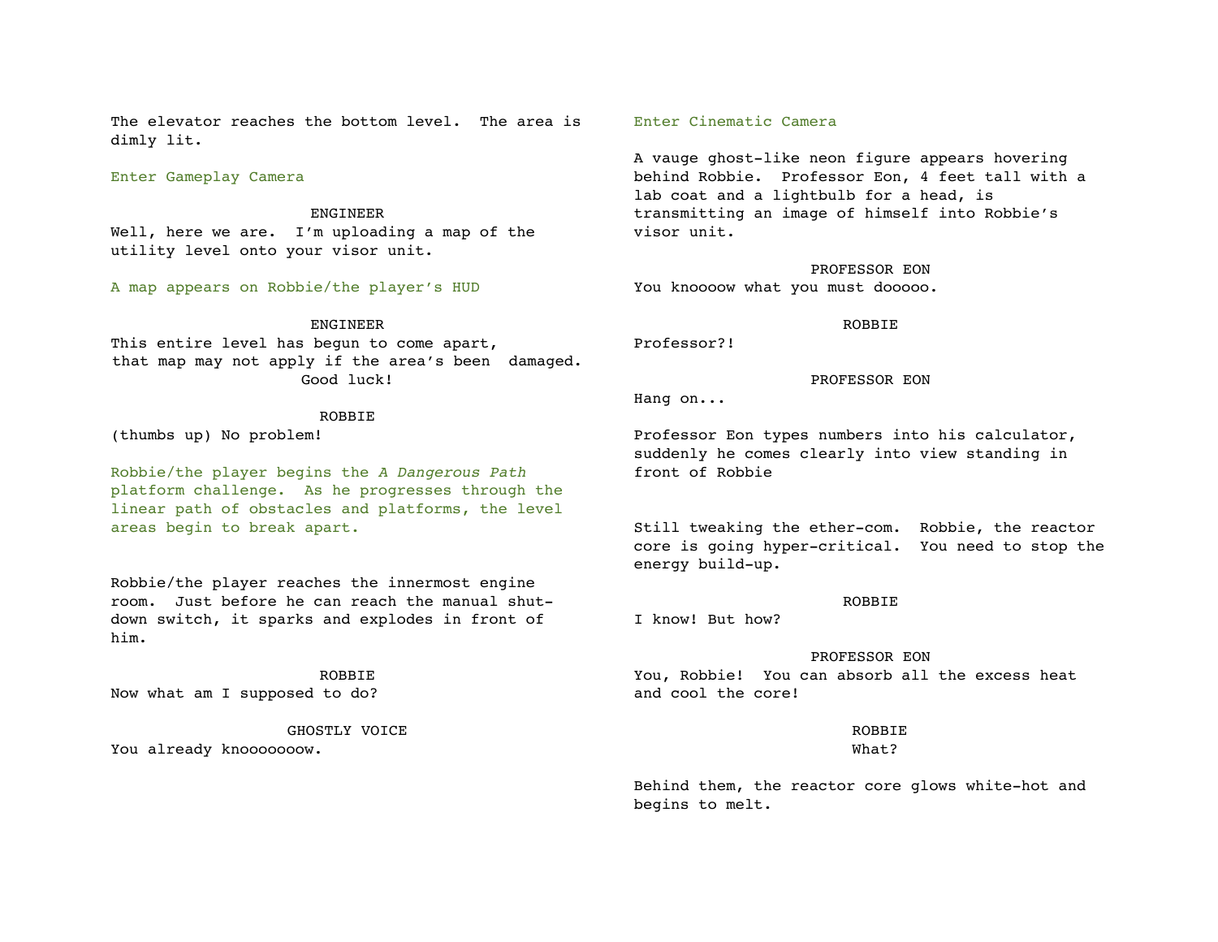The elevator reaches the bottom level. The area is dimly lit.

Enter Gameplay Camera

ENGINEER

Well, here we are. I'm uploading a map of the utility level onto your visor unit.

A map appears on Robbie/the player's HUD

ENGINEER

This entire level has begun to come apart, that map may not apply if the area's been damaged. Good luck!

ROBBIE

(thumbs up) No problem!

Robbie/the player begins the *A Dangerous Path* platform challenge. As he progresses through the linear path of obstacles and platforms, the level areas begin to break apart.

Robbie/the player reaches the innermost engine room. Just before he can reach the manual shut-down switch, it sparks and explodes in front of him.

ROBBIE

Now what am I supposed to do?

GHOSTLY VOICE

You already knoooooow.

Enter Cinematic Camera

A vauge ghost-like neon figure appears hovering behind Robbie. Professor Eon, 4 feet tall with a lab coat and a lightbulb for a head, is transmitting an image of himself into Robbie's visor unit.

PROFESSOR EON

You knoooow what you must dooooo.

ROBBIE

Professor?!

PROFESSOR EON

Hang on...

Professor Eon types numbers into his calculator, suddenly he comes clearly into view standing in front of Robbie

Still tweaking the ether-com. Robbie, the reactor core is going hyper-critical. You need to stop the energy build-up.

ROBBIE

I know! But how?

PROFESSOR EON

You, Robbie! You can absorb all the excess heat and cool the core!

ROBBIE

What?

Behind them, the reactor core glows white-hot and begins to melt.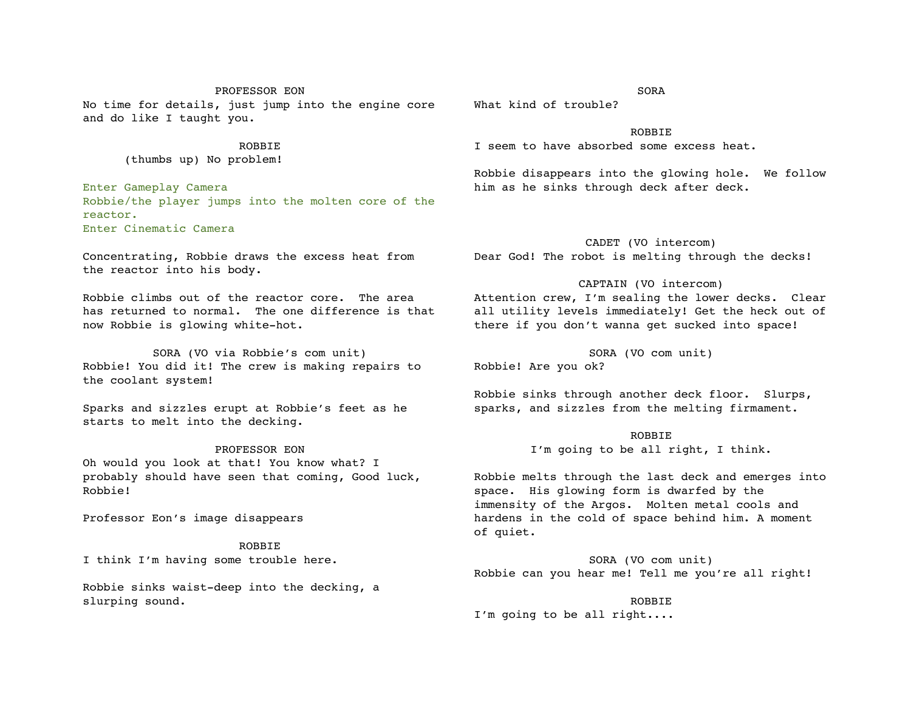PROFESSOR EON
No time for details, just jump into the engine core and do like I taught you.

ROBBIE
(thumbs up) No problem!

Enter Gameplay Camera
Robbie/the player jumps into the molten core of the reactor.
Enter Cinematic Camera

Concentrating, Robbie draws the excess heat from the reactor into his body.

Robbie climbs out of the reactor core. The area has returned to normal. The one difference is that now Robbie is glowing white-hot.

SORA (VO via Robbie's com unit)
Robbie! You did it! The crew is making repairs to the coolant system!

Sparks and sizzles erupt at Robbie's feet as he starts to melt into the decking.

PROFESSOR EON
Oh would you look at that! You know what? I probably should have seen that coming, Good luck, Robbie!

Professor Eon's image disappears

ROBBIE
I think I'm having some trouble here.

Robbie sinks waist-deep into the decking, a slurping sound.

SORA
What kind of trouble?

ROBBIE
I seem to have absorbed some excess heat.

Robbie disappears into the glowing hole. We follow him as he sinks through deck after deck.

CADET (VO intercom)
Dear God! The robot is melting through the decks!

CAPTAIN (VO intercom)
Attention crew, I'm sealing the lower decks. Clear all utility levels immediately! Get the heck out of there if you don't wanna get sucked into space!

SORA (VO com unit)
Robbie! Are you ok?

Robbie sinks through another deck floor. Slurps, sparks, and sizzles from the melting firmament.

ROBBIE
I'm going to be all right, I think.

Robbie melts through the last deck and emerges into space. His glowing form is dwarfed by the immensity of the Argos. Molten metal cools and hardens in the cold of space behind him. A moment of quiet.

SORA (VO com unit)
Robbie can you hear me! Tell me you're all right!

ROBBIE
I'm going to be all right....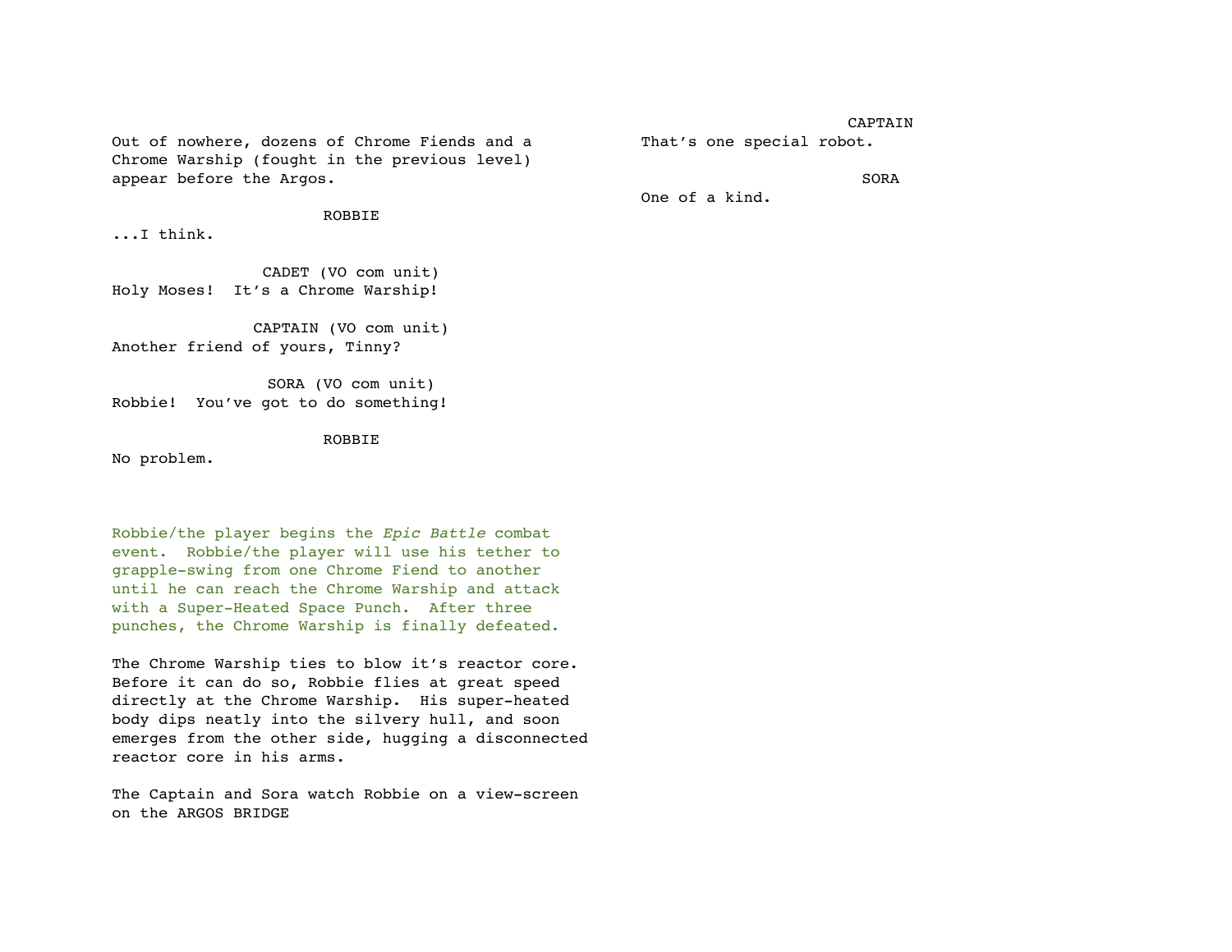Out of nowhere, dozens of Chrome Fiends and a Chrome Warship (fought in the previous level) appear before the Argos.

ROBBIE

...I think.

CADET (VO com unit)

Holy Moses! It's a Chrome Warship!

CAPTAIN (VO com unit)

Another friend of yours, Tinny?

SORA (VO com unit)

Robbie! You've got to do something!

ROBBIE

No problem.

Robbie/the player begins the *Epic Battle* combat event. Robbie/the player will use his tether to grapple-swing from one Chrome Fiend to another until he can reach the Chrome Warship and attack with a Super-Heated Space Punch. After three punches, the Chrome Warship is finally defeated.

The Chrome Warship ties to blow it's reactor core. Before it can do so, Robbie flies at great speed directly at the Chrome Warship. His super-heated body dips neatly into the silvery hull, and soon emerges from the other side, hugging a disconnected reactor core in his arms.

The Captain and Sora watch Robbie on a view-screen on the ARGOS BRIDGE

CAPTAIN

That's one special robot.

SORA

One of a kind.